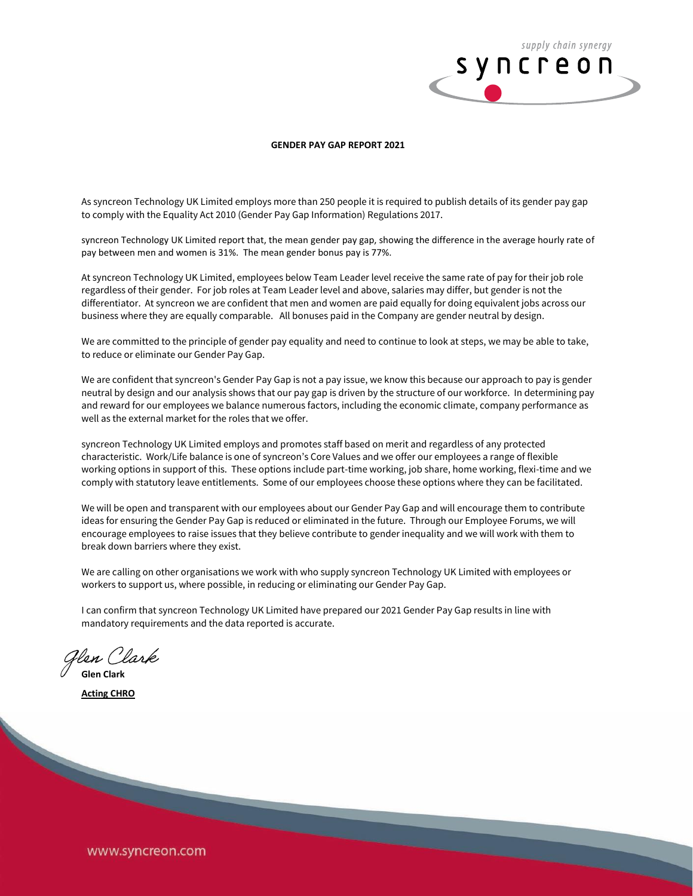# GENDER PAY GAP REPORT 2021

As syncreon Technology UK Limited employs more than 250 people it is required to publish details of its gender pay gap to comply with the Equality Act 2010 (Gender Pay Gap Information) Regulations 2017.

syncreon Technology UK Limited report that, the mean gender pay gap, showing the difference in the average hourly rate of pay between men and women is 31%. The mean gender bonus pay is 77%.

At syncreon Technology UK Limited, employees below Team Leader level receive the same rate of pay for their job role regardless of their gender. For job roles at Team Leader level and above, salaries may differ, but gender is not the differentiator. At syncreon we are confident that men and women are paid equally for doing equivalent jobs across our business where they are equally comparable. All bonuses paid in the Company are gender neutral by design.

We are committed to the principle of gender pay equality and need to continue to look at steps, we may be able to take, to reduce or eliminate our Gender Pay Gap.

We are confident that syncreon's Gender Pay Gap is not a pay issue, we know this because our approach to pay is gender neutral by design and our analysis shows that our pay gap is driven by the structure of our workforce. In determining pay and reward for our employees we balance numerous factors, including the economic climate, company performance as well as the external market for the roles that we offer.

syncreon Technology UK Limited employs and promotes staff based on merit and regardless of any protected characteristic. Work/Life balance is one of syncreon's Core Values and we offer our employees a range of flexible working options in support of this. These options include part-time working, job share, home working, flexi-time and we comply with statutory leave entitlements. Some of our employees choose these options where they can be facilitated.

We will be open and transparent with our employees about our Gender Pay Gap and will encourage them to contribute ideas for ensuring the Gender Pay Gap is reduced or eliminated in the future. Through our Employee Forums, we will encourage employees to raise issues that they believe contribute to gender inequality and we will work with them to break down barriers where they exist.

We are calling on other organisations we work with who supply syncreon Technology UK Limited with employees or workers to support us, where possible, in reducing or eliminating our Gender Pay Gap.

I can confirm that syncreon Technology UK Limited have prepared our 2021 Gender Pay Gap results in line with mandatory requirements and the data reported is accurate.

*Glen Clark*

**Glen Clark**

**Acting CHRO**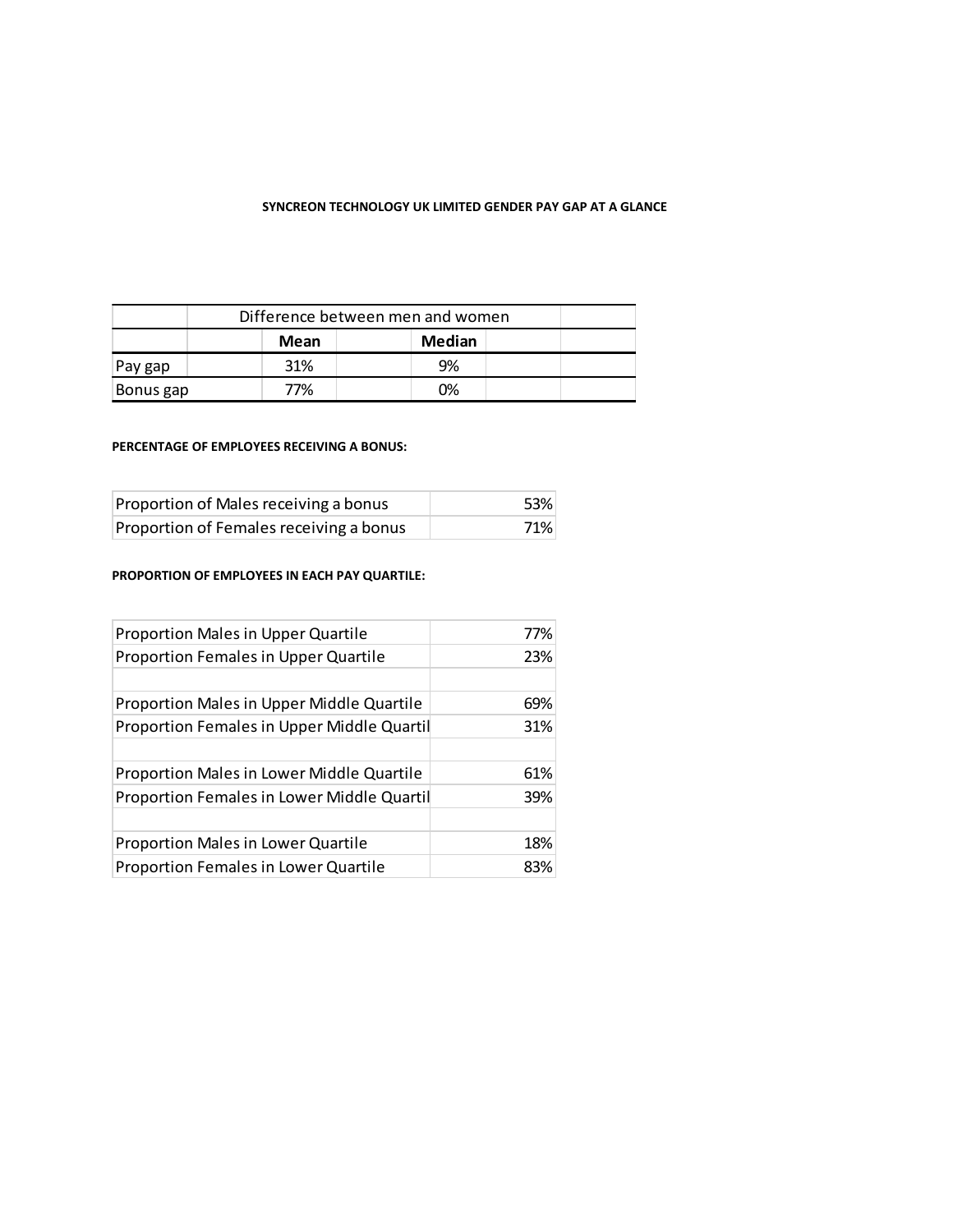**SYNCREON TECHNOLOGY UK LIMITED GENDER PAY GAP AT A GLANCE**

| | Difference between men and women | |
|---|---|---|
| | **Mean** | **Median** |
| Pay gap | 31% | 9% |
| Bonus gap | 77% | 0% |

**PERCENTAGE OF EMPLOYEES RECEIVING A BONUS:**

| | |
|---|---|
| Proportion of Males receiving a bonus | 53% |
| Proportion of Females receiving a bonus | 71% |

**PROPORTION OF EMPLOYEES IN EACH PAY QUARTILE:**

| | |
|---|---|
| Proportion Males in Upper Quartile | 77% |
| Proportion Females in Upper Quartile | 23% |
| | |
| Proportion Males in Upper Middle Quartile | 69% |
| Proportion Females in Upper Middle Quartil | 31% |
| | |
| Proportion Males in Lower Middle Quartile | 61% |
| Proportion Females in Lower Middle Quartil | 39% |
| | |
| Proportion Males in Lower Quartile | 18% |
| Proportion Females in Lower Quartile | 83% |